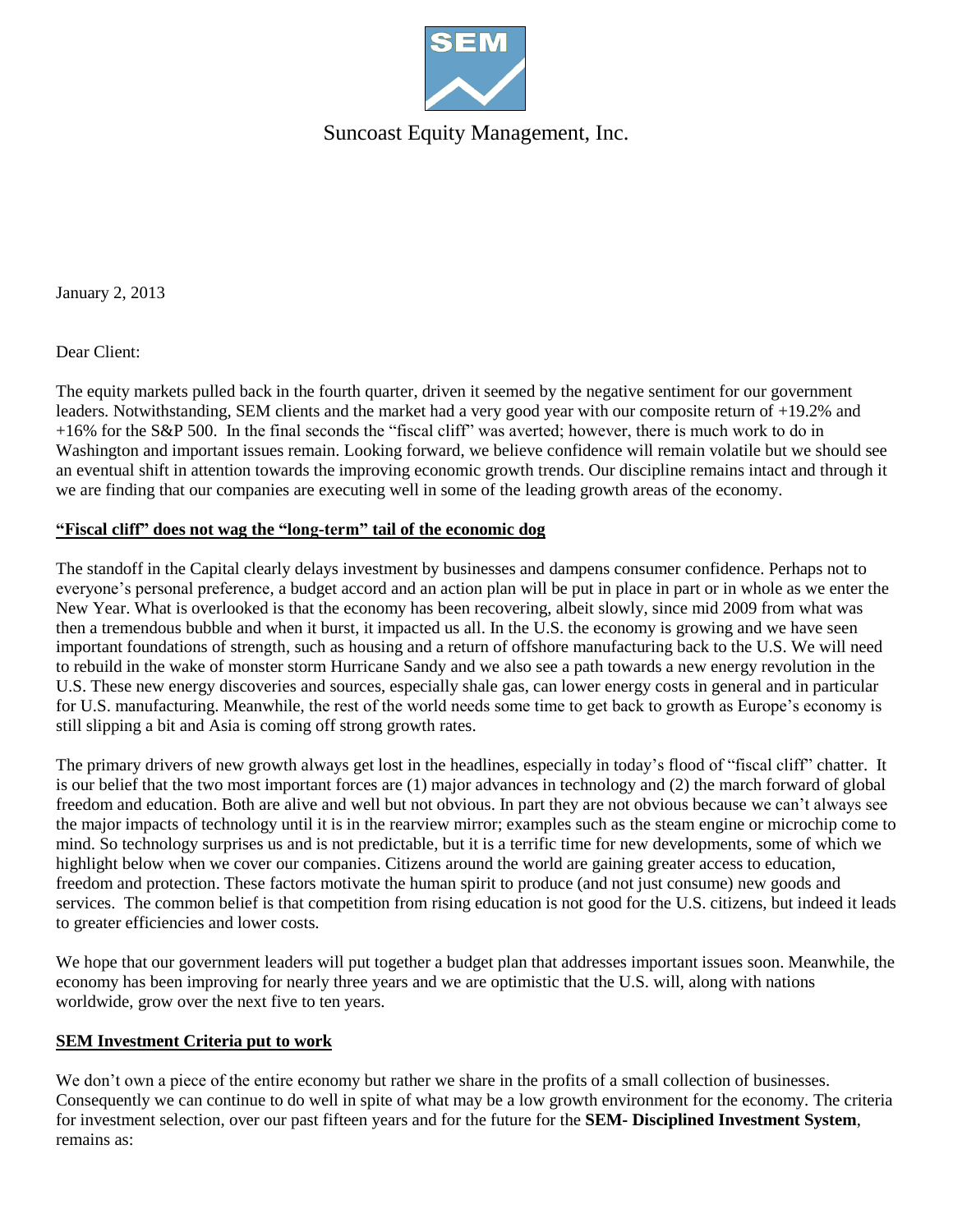SEM

Suncoast Equity Management, Inc.

January 2, 2013

Dear Client:

The equity markets pulled back in the fourth quarter, driven it seemed by the negative sentiment for our government leaders. Notwithstanding, SEM clients and the market had a very good year with our composite return of +19.2% and +16% for the S&P 500. In the final seconds the "fiscal cliff" was averted; however, there is much work to do in Washington and important issues remain. Looking forward, we believe confidence will remain volatile but we should see an eventual shift in attention towards the improving economic growth trends. Our discipline remains intact and through it we are finding that our companies are executing well in some of the leading growth areas of the economy.

## "Fiscal cliff" does not wag the "long-term" tail of the economic dog

The standoff in the Capital clearly delays investment by businesses and dampens consumer confidence. Perhaps not to everyone's personal preference, a budget accord and an action plan will be put in place in part or in whole as we enter the New Year. What is overlooked is that the economy has been recovering, albeit slowly, since mid 2009 from what was then a tremendous bubble and when it burst, it impacted us all. In the U.S. the economy is growing and we have seen important foundations of strength, such as housing and a return of offshore manufacturing back to the U.S. We will need to rebuild in the wake of monster storm Hurricane Sandy and we also see a path towards a new energy revolution in the U.S. These new energy discoveries and sources, especially shale gas, can lower energy costs in general and in particular for U.S. manufacturing. Meanwhile, the rest of the world needs some time to get back to growth as Europe's economy is still slipping a bit and Asia is coming off strong growth rates.

The primary drivers of new growth always get lost in the headlines, especially in today's flood of "fiscal cliff" chatter. It is our belief that the two most important forces are (1) major advances in technology and (2) the march forward of global freedom and education. Both are alive and well but not obvious. In part they are not obvious because we can't always see the major impacts of technology until it is in the rearview mirror; examples such as the steam engine or microchip come to mind. So technology surprises us and is not predictable, but it is a terrific time for new developments, some of which we highlight below when we cover our companies. Citizens around the world are gaining greater access to education, freedom and protection. These factors motivate the human spirit to produce (and not just consume) new goods and services. The common belief is that competition from rising education is not good for the U.S. citizens, but indeed it leads to greater efficiencies and lower costs.

We hope that our government leaders will put together a budget plan that addresses important issues soon. Meanwhile, the economy has been improving for nearly three years and we are optimistic that the U.S. will, along with nations worldwide, grow over the next five to ten years.

## SEM Investment Criteria put to work

We don't own a piece of the entire economy but rather we share in the profits of a small collection of businesses. Consequently we can continue to do well in spite of what may be a low growth environment for the economy. The criteria for investment selection, over our past fifteen years and for the future for the **SEM- Disciplined Investment System**, remains as: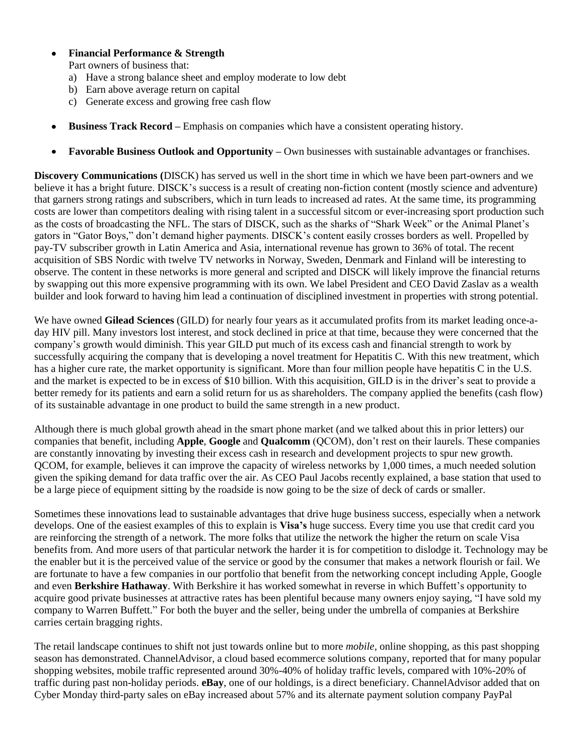- **Financial Performance & Strength**
  Part owners of business that:
  a) Have a strong balance sheet and employ moderate to low debt
  b) Earn above average return on capital
  c) Generate excess and growing free cash flow

- **Business Track Record –** Emphasis on companies which have a consistent operating history.

- **Favorable Business Outlook and Opportunity –** Own businesses with sustainable advantages or franchises.

**Discovery Communications (**DISCK) has served us well in the short time in which we have been part-owners and we believe it has a bright future. DISCK's success is a result of creating non-fiction content (mostly science and adventure) that garners strong ratings and subscribers, which in turn leads to increased ad rates. At the same time, its programming costs are lower than competitors dealing with rising talent in a successful sitcom or ever-increasing sport production such as the costs of broadcasting the NFL. The stars of DISCK, such as the sharks of "Shark Week" or the Animal Planet's gators in "Gator Boys," don't demand higher payments. DISCK's content easily crosses borders as well. Propelled by pay-TV subscriber growth in Latin America and Asia, international revenue has grown to 36% of total. The recent acquisition of SBS Nordic with twelve TV networks in Norway, Sweden, Denmark and Finland will be interesting to observe. The content in these networks is more general and scripted and DISCK will likely improve the financial returns by swapping out this more expensive programming with its own. We label President and CEO David Zaslav as a wealth builder and look forward to having him lead a continuation of disciplined investment in properties with strong potential.

We have owned **Gilead Sciences** (GILD) for nearly four years as it accumulated profits from its market leading once-a-day HIV pill. Many investors lost interest, and stock declined in price at that time, because they were concerned that the company's growth would diminish. This year GILD put much of its excess cash and financial strength to work by successfully acquiring the company that is developing a novel treatment for Hepatitis C. With this new treatment, which has a higher cure rate, the market opportunity is significant. More than four million people have hepatitis C in the U.S. and the market is expected to be in excess of $10 billion. With this acquisition, GILD is in the driver's seat to provide a better remedy for its patients and earn a solid return for us as shareholders. The company applied the benefits (cash flow) of its sustainable advantage in one product to build the same strength in a new product.

Although there is much global growth ahead in the smart phone market (and we talked about this in prior letters) our companies that benefit, including **Apple**, **Google** and **Qualcomm** (QCOM), don't rest on their laurels. These companies are constantly innovating by investing their excess cash in research and development projects to spur new growth. QCOM, for example, believes it can improve the capacity of wireless networks by 1,000 times, a much needed solution given the spiking demand for data traffic over the air. As CEO Paul Jacobs recently explained, a base station that used to be a large piece of equipment sitting by the roadside is now going to be the size of deck of cards or smaller.

Sometimes these innovations lead to sustainable advantages that drive huge business success, especially when a network develops. One of the easiest examples of this to explain is **Visa's** huge success. Every time you use that credit card you are reinforcing the strength of a network. The more folks that utilize the network the higher the return on scale Visa benefits from. And more users of that particular network the harder it is for competition to dislodge it. Technology may be the enabler but it is the perceived value of the service or good by the consumer that makes a network flourish or fail. We are fortunate to have a few companies in our portfolio that benefit from the networking concept including Apple, Google and even **Berkshire Hathaway**. With Berkshire it has worked somewhat in reverse in which Buffett's opportunity to acquire good private businesses at attractive rates has been plentiful because many owners enjoy saying, "I have sold my company to Warren Buffett." For both the buyer and the seller, being under the umbrella of companies at Berkshire carries certain bragging rights.

The retail landscape continues to shift not just towards online but to more *mobile,* online shopping, as this past shopping season has demonstrated. ChannelAdvisor, a cloud based ecommerce solutions company, reported that for many popular shopping websites, mobile traffic represented around 30%-40% of holiday traffic levels, compared with 10%-20% of traffic during past non-holiday periods. **eBay**, one of our holdings, is a direct beneficiary. ChannelAdvisor added that on Cyber Monday third-party sales on eBay increased about 57% and its alternate payment solution company PayPal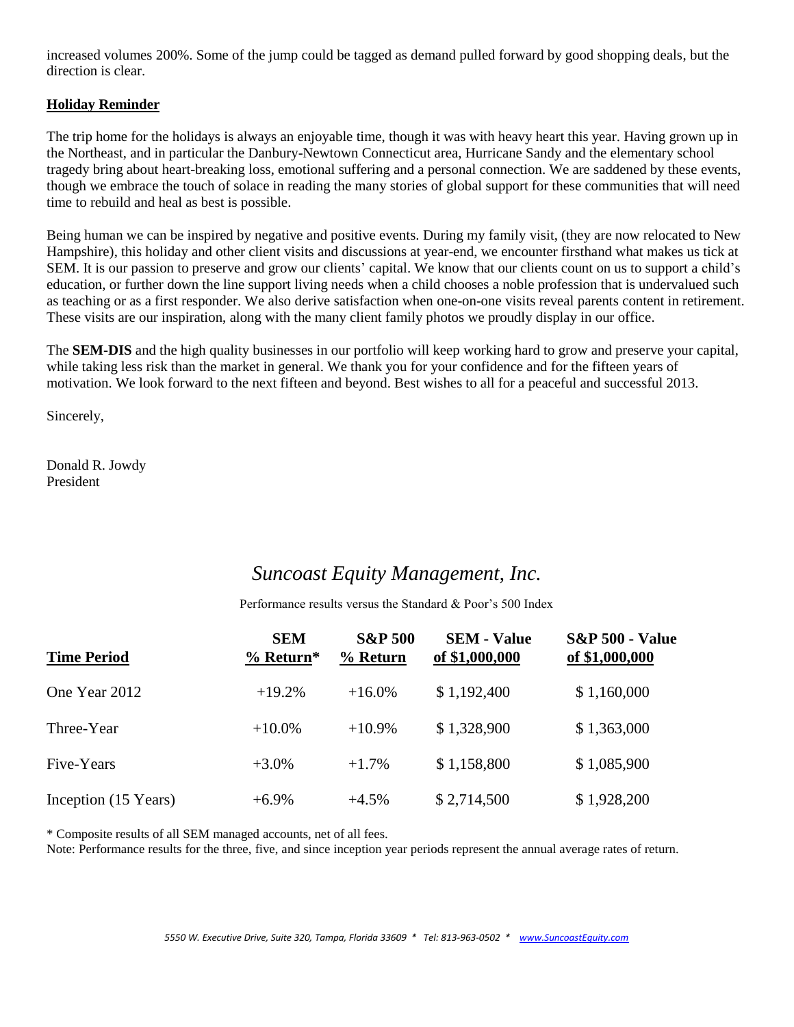increased volumes 200%. Some of the jump could be tagged as demand pulled forward by good shopping deals, but the direction is clear.

**Holiday Reminder**

The trip home for the holidays is always an enjoyable time, though it was with heavy heart this year. Having grown up in the Northeast, and in particular the Danbury-Newtown Connecticut area, Hurricane Sandy and the elementary school tragedy bring about heart-breaking loss, emotional suffering and a personal connection. We are saddened by these events, though we embrace the touch of solace in reading the many stories of global support for these communities that will need time to rebuild and heal as best is possible.

Being human we can be inspired by negative and positive events. During my family visit, (they are now relocated to New Hampshire), this holiday and other client visits and discussions at year-end, we encounter firsthand what makes us tick at SEM. It is our passion to preserve and grow our clients' capital. We know that our clients count on us to support a child's education, or further down the line support living needs when a child chooses a noble profession that is undervalued such as teaching or as a first responder. We also derive satisfaction when one-on-one visits reveal parents content in retirement. These visits are our inspiration, along with the many client family photos we proudly display in our office.

The **SEM-DIS** and the high quality businesses in our portfolio will keep working hard to grow and preserve your capital, while taking less risk than the market in general. We thank you for your confidence and for the fifteen years of motivation. We look forward to the next fifteen and beyond. Best wishes to all for a peaceful and successful 2013.

Sincerely,

Donald R. Jowdy
President

## *Suncoast Equity Management, Inc.*

Performance results versus the Standard & Poor's 500 Index

| Time Period | SEM % Return* | S&P 500 % Return | SEM - Value of $1,000,000 | S&P 500 - Value of $1,000,000 |
|---|---|---|---|---|
| One Year 2012 | +19.2% | +16.0% | $ 1,192,400 | $ 1,160,000 |
| Three-Year | +10.0% | +10.9% | $ 1,328,900 | $ 1,363,000 |
| Five-Years | +3.0% | +1.7% | $ 1,158,800 | $ 1,085,900 |
| Inception (15 Years) | +6.9% | +4.5% | $ 2,714,500 | $ 1,928,200 |

* Composite results of all SEM managed accounts, net of all fees.

Note: Performance results for the three, five, and since inception year periods represent the annual average rates of return.

*5550 W. Executive Drive, Suite 320, Tampa, Florida 33609 * Tel: 813-963-0502 * www.SuncoastEquity.com*